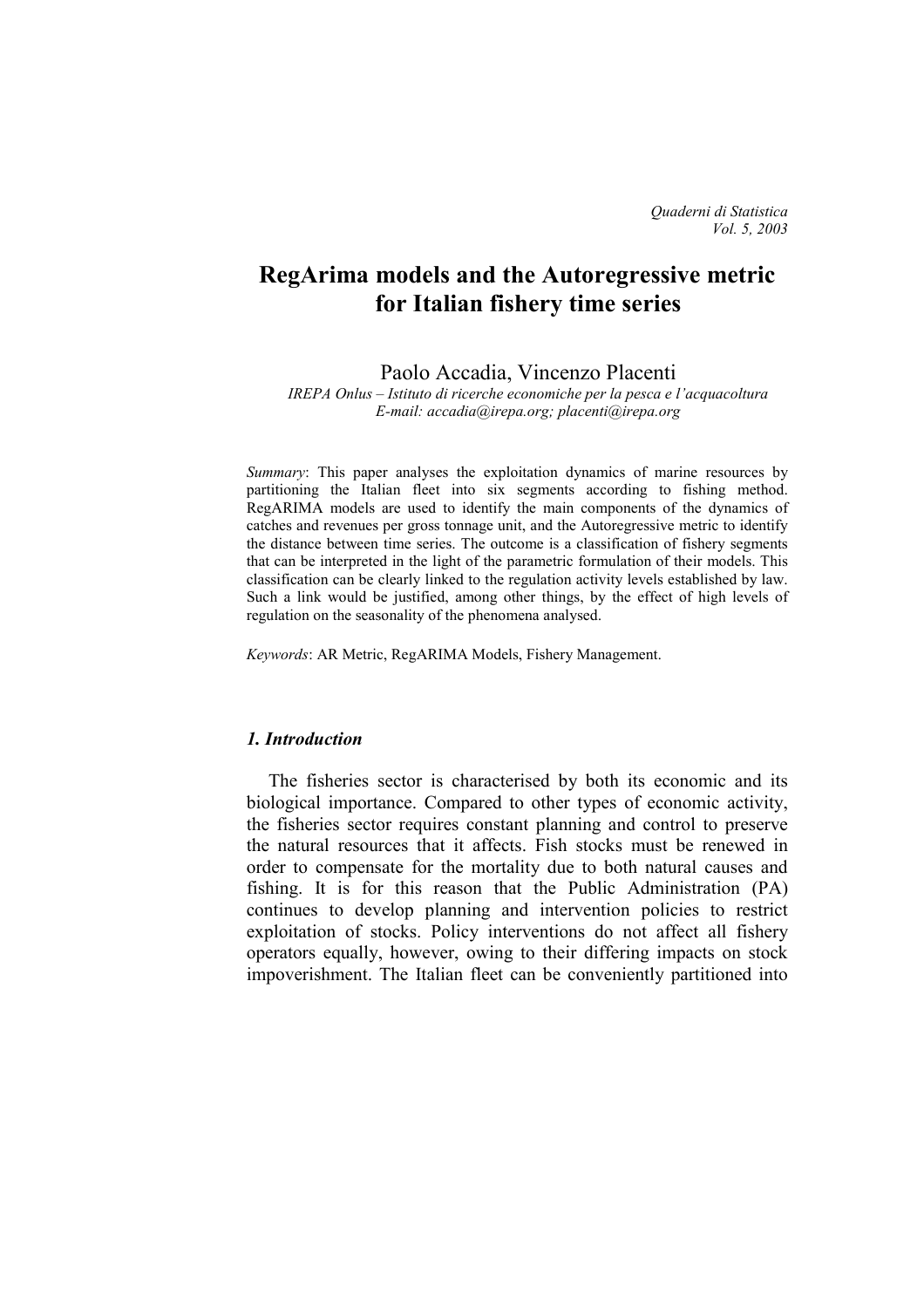# RegArima models and the Autoregressive metric for Italian fishery time series

Paolo Accadia, Vincenzo Placenti

*IREPA Onlus – Istituto di ricerche economiche per la pesca e l'acquacoltura*
*E-mail: accadia@irepa.org; placenti@irepa.org*

*Summary*: This paper analyses the exploitation dynamics of marine resources by partitioning the Italian fleet into six segments according to fishing method. RegARIMA models are used to identify the main components of the dynamics of catches and revenues per gross tonnage unit, and the Autoregressive metric to identify the distance between time series. The outcome is a classification of fishery segments that can be interpreted in the light of the parametric formulation of their models. This classification can be clearly linked to the regulation activity levels established by law. Such a link would be justified, among other things, by the effect of high levels of regulation on the seasonality of the phenomena analysed.

*Keywords*: AR Metric, RegARIMA Models, Fishery Management.

## *1. Introduction*

The fisheries sector is characterised by both its economic and its biological importance. Compared to other types of economic activity, the fisheries sector requires constant planning and control to preserve the natural resources that it affects. Fish stocks must be renewed in order to compensate for the mortality due to both natural causes and fishing. It is for this reason that the Public Administration (PA) continues to develop planning and intervention policies to restrict exploitation of stocks. Policy interventions do not affect all fishery operators equally, however, owing to their differing impacts on stock impoverishment. The Italian fleet can be conveniently partitioned into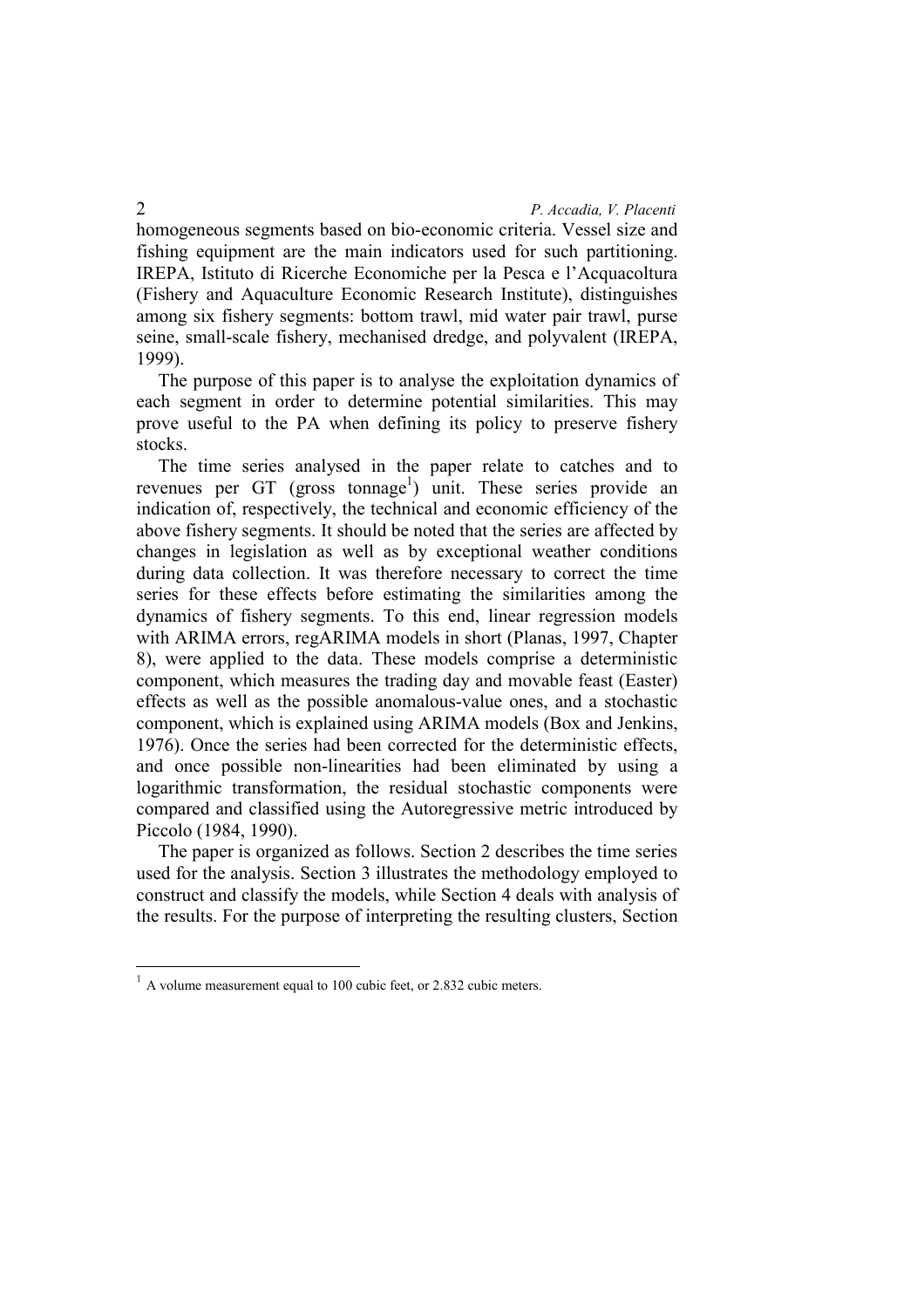homogeneous segments based on bio-economic criteria. Vessel size and fishing equipment are the main indicators used for such partitioning. IREPA, Istituto di Ricerche Economiche per la Pesca e l'Acquacoltura (Fishery and Aquaculture Economic Research Institute), distinguishes among six fishery segments: bottom trawl, mid water pair trawl, purse seine, small-scale fishery, mechanised dredge, and polyvalent (IREPA, 1999).

The purpose of this paper is to analyse the exploitation dynamics of each segment in order to determine potential similarities. This may prove useful to the PA when defining its policy to preserve fishery stocks.

The time series analysed in the paper relate to catches and to revenues per GT (gross tonnage[1]) unit. These series provide an indication of, respectively, the technical and economic efficiency of the above fishery segments. It should be noted that the series are affected by changes in legislation as well as by exceptional weather conditions during data collection. It was therefore necessary to correct the time series for these effects before estimating the similarities among the dynamics of fishery segments. To this end, linear regression models with ARIMA errors, regARIMA models in short (Planas, 1997, Chapter 8), were applied to the data. These models comprise a deterministic component, which measures the trading day and movable feast (Easter) effects as well as the possible anomalous-value ones, and a stochastic component, which is explained using ARIMA models (Box and Jenkins, 1976). Once the series had been corrected for the deterministic effects, and once possible non-linearities had been eliminated by using a logarithmic transformation, the residual stochastic components were compared and classified using the Autoregressive metric introduced by Piccolo (1984, 1990).

The paper is organized as follows. Section 2 describes the time series used for the analysis. Section 3 illustrates the methodology employed to construct and classify the models, while Section 4 deals with analysis of the results. For the purpose of interpreting the resulting clusters, Section

[1] A volume measurement equal to 100 cubic feet, or 2.832 cubic meters.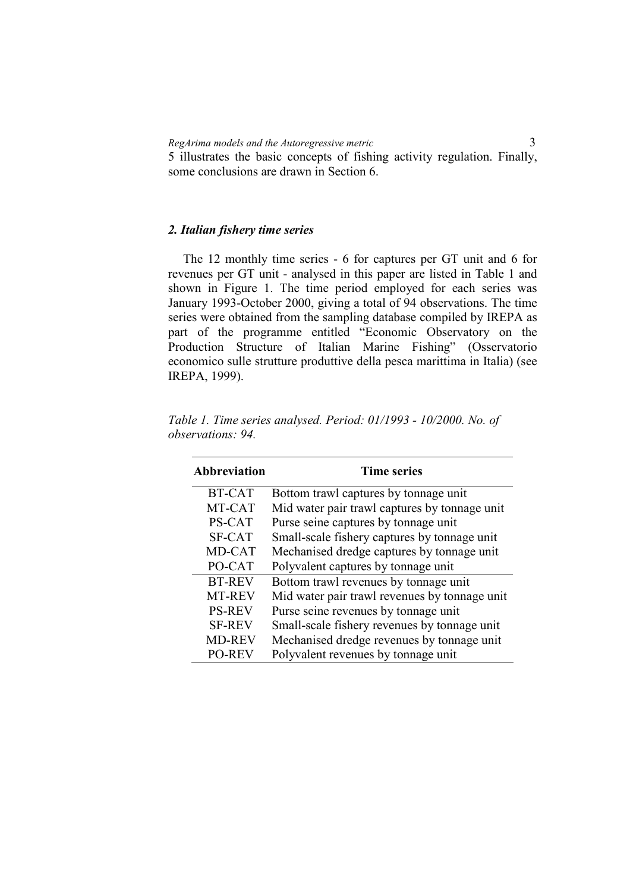5 illustrates the basic concepts of fishing activity regulation. Finally, some conclusions are drawn in Section 6.

## *2. Italian fishery time series*

The 12 monthly time series - 6 for captures per GT unit and 6 for revenues per GT unit - analysed in this paper are listed in Table 1 and shown in Figure 1. The time period employed for each series was January 1993-October 2000, giving a total of 94 observations. The time series were obtained from the sampling database compiled by IREPA as part of the programme entitled "Economic Observatory on the Production Structure of Italian Marine Fishing" (Osservatorio economico sulle strutture produttive della pesca marittima in Italia) (see IREPA, 1999).

*Table 1. Time series analysed. Period: 01/1993 - 10/2000. No. of observations: 94.*

| Abbreviation | Time series |
|---|---|
| BT-CAT | Bottom trawl captures by tonnage unit |
| MT-CAT | Mid water pair trawl captures by tonnage unit |
| PS-CAT | Purse seine captures by tonnage unit |
| SF-CAT | Small-scale fishery captures by tonnage unit |
| MD-CAT | Mechanised dredge captures by tonnage unit |
| PO-CAT | Polyvalent captures by tonnage unit |
| BT-REV | Bottom trawl revenues by tonnage unit |
| MT-REV | Mid water pair trawl revenues by tonnage unit |
| PS-REV | Purse seine revenues by tonnage unit |
| SF-REV | Small-scale fishery revenues by tonnage unit |
| MD-REV | Mechanised dredge revenues by tonnage unit |
| PO-REV | Polyvalent revenues by tonnage unit |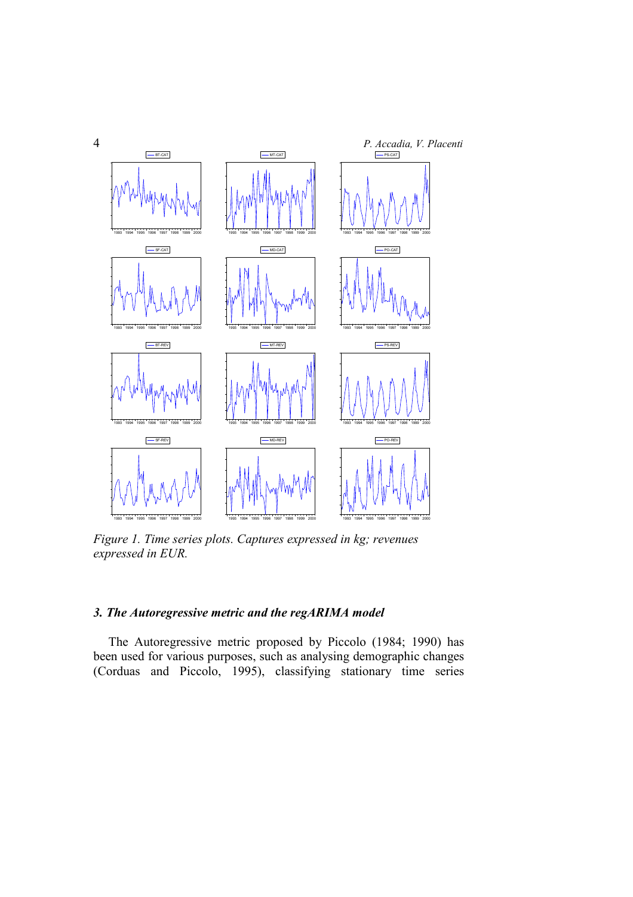BT-CAT

1993 1994 1995 1996 1997 1998 1999 2000

MT-CAT

1993 1994 1995 1996 1997 1998 1999 2000

PS-CAT

1993 1994 1995 1996 1997 1998 1999 2000

SF-CAT

1993 1994 1995 1996 1997 1998 1999 2000

MD-CAT

1993 1994 1995 1996 1997 1998 1999 2000

PO-CAT

1993 1994 1995 1996 1997 1998 1999 2000

BT-REV

1993 1994 1995 1996 1997 1998 1999 2000

MT-REV

1993 1994 1995 1996 1997 1998 1999 2000

PS-REV

1993 1994 1995 1996 1997 1998 1999 2000

SF-REV

1993 1994 1995 1996 1997 1998 1999 2000

MD-REV

1993 1994 1995 1996 1997 1998 1999 2000

PO-REV

1993 1994 1995 1996 1997 1998 1999 2000

*Figure 1. Time series plots. Captures expressed in kg; revenues expressed in EUR.*

### *3. The Autoregressive metric and the regARIMA model*

The Autoregressive metric proposed by Piccolo (1984; 1990) has been used for various purposes, such as analysing demographic changes (Corduas and Piccolo, 1995), classifying stationary time series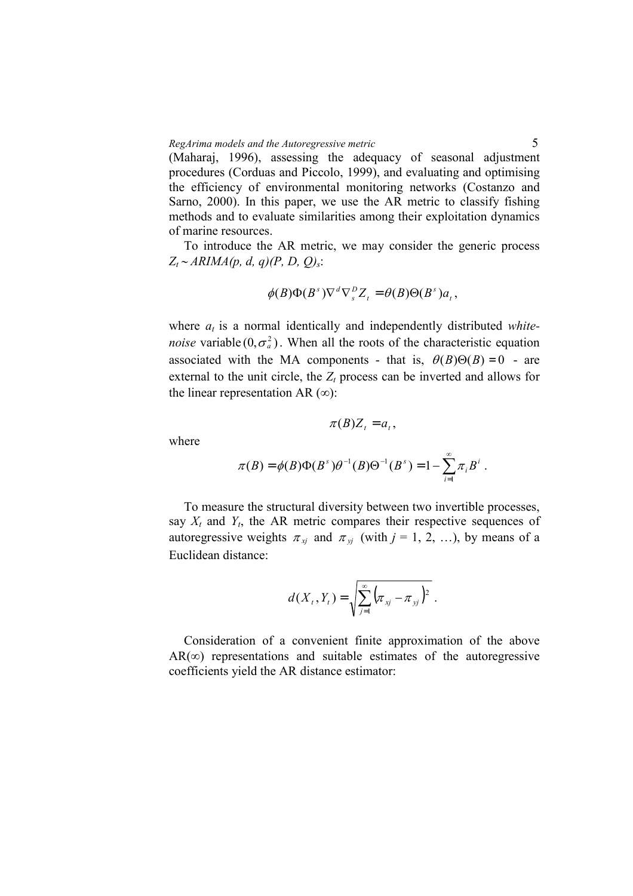(Maharaj, 1996), assessing the adequacy of seasonal adjustment procedures (Corduas and Piccolo, 1999), and evaluating and optimising the efficiency of environmental monitoring networks (Costanzo and Sarno, 2000). In this paper, we use the AR metric to classify fishing methods and to evaluate similarities among their exploitation dynamics of marine resources.

To introduce the AR metric, we may consider the generic process $Z_t \sim ARIMA(p, d, q)(P, D, Q)_s$:

$$\phi(B)\Phi(B^s)\nabla^d \nabla_s^D Z_t = \theta(B)\Theta(B^s)a_t,$$

where $a_t$ is a normal identically and independently distributed *white-noise* variable $(0, \sigma_a^2)$. When all the roots of the characteristic equation associated with the MA components - that is, $\theta(B)\Theta(B) = 0$ - are external to the unit circle, the $Z_t$ process can be inverted and allows for the linear representation AR ($\infty$):

$$\pi(B)Z_t = a_t,$$

where

$$\pi(B) = \phi(B)\Phi(B^s)\theta^{-1}(B)\Theta^{-1}(B^s) = 1 - \sum_{i=1}^{\infty} \pi_i B^i .$$

To measure the structural diversity between two invertible processes, say $X_t$ and $Y_t$, the AR metric compares their respective sequences of autoregressive weights $\pi_{xj}$ and $\pi_{yj}$ (with $j$ = 1, 2, …), by means of a Euclidean distance:

$$d(X_t, Y_t) = \sqrt{\sum_{j=1}^{\infty} \left(\pi_{xj} - \pi_{yj}\right)^2} .$$

Consideration of a convenient finite approximation of the above AR($\infty$) representations and suitable estimates of the autoregressive coefficients yield the AR distance estimator: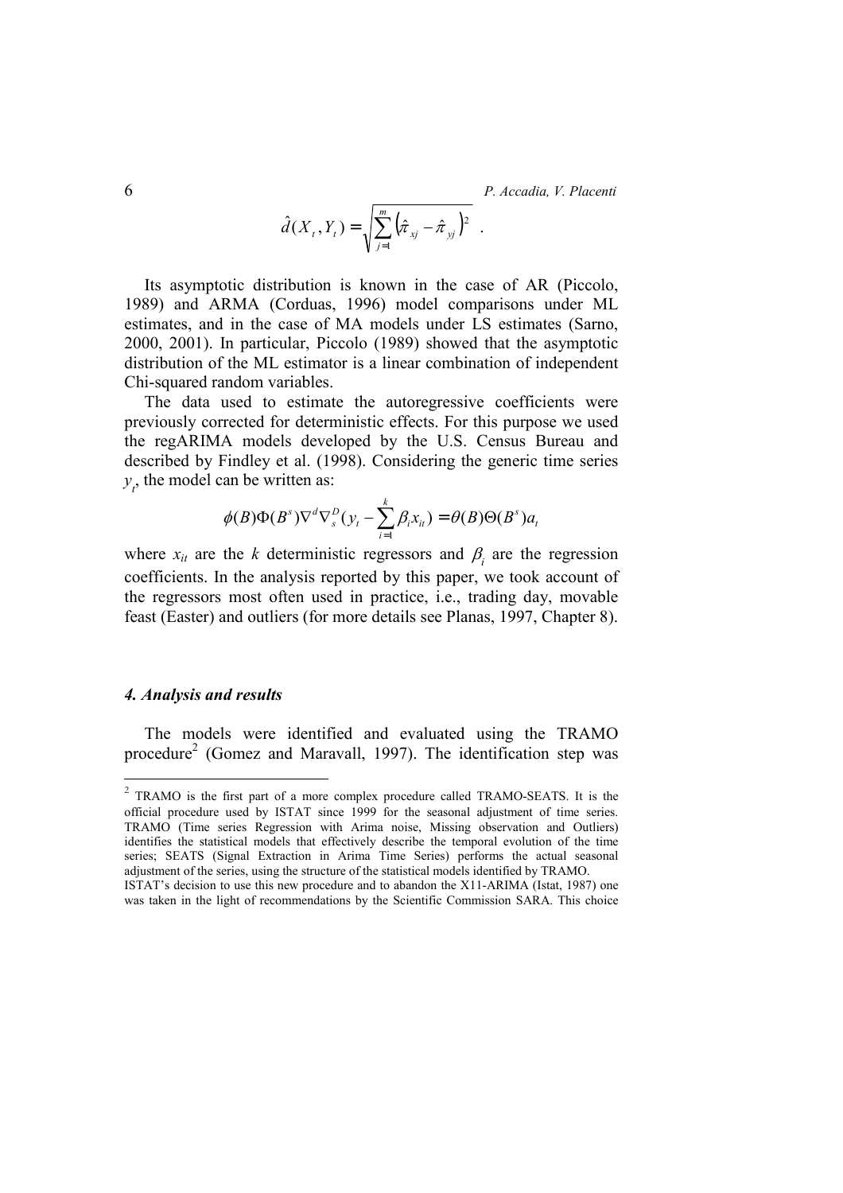$$\hat{d}(X_t, Y_t) = \sqrt{\sum_{j=1}^{m} \left(\hat{\pi}_{xj} - \hat{\pi}_{yj}\right)^2} \ .$$

Its asymptotic distribution is known in the case of AR (Piccolo, 1989) and ARMA (Corduas, 1996) model comparisons under ML estimates, and in the case of MA models under LS estimates (Sarno, 2000, 2001). In particular, Piccolo (1989) showed that the asymptotic distribution of the ML estimator is a linear combination of independent Chi-squared random variables.

The data used to estimate the autoregressive coefficients were previously corrected for deterministic effects. For this purpose we used the regARIMA models developed by the U.S. Census Bureau and described by Findley et al. (1998). Considering the generic time series $y_t$, the model can be written as:

$$\phi(B)\Phi(B^s)\nabla^d \nabla_s^D (y_t - \sum_{i=1}^{k} \beta_i x_{it}) = \theta(B)\Theta(B^s)a_t$$

where $x_{it}$ are the $k$ deterministic regressors and $\beta_i$ are the regression coefficients. In the analysis reported by this paper, we took account of the regressors most often used in practice, i.e., trading day, movable feast (Easter) and outliers (for more details see Planas, 1997, Chapter 8).

### *4. Analysis and results*

The models were identified and evaluated using the TRAMO procedure[2] (Gomez and Maravall, 1997). The identification step was

[2] TRAMO is the first part of a more complex procedure called TRAMO-SEATS. It is the official procedure used by ISTAT since 1999 for the seasonal adjustment of time series. TRAMO (Time series Regression with Arima noise, Missing observation and Outliers) identifies the statistical models that effectively describe the temporal evolution of the time series; SEATS (Signal Extraction in Arima Time Series) performs the actual seasonal adjustment of the series, using the structure of the statistical models identified by TRAMO.
ISTAT's decision to use this new procedure and to abandon the X11-ARIMA (Istat, 1987) one was taken in the light of recommendations by the Scientific Commission SARA. This choice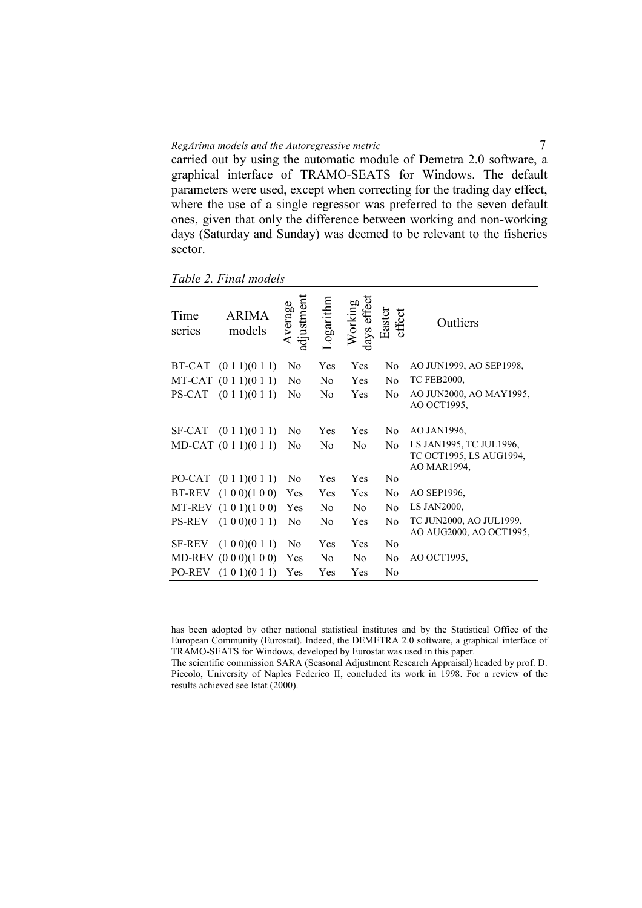carried out by using the automatic module of Demetra 2.0 software, a graphical interface of TRAMO-SEATS for Windows. The default parameters were used, except when correcting for the trading day effect, where the use of a single regressor was preferred to the seven default ones, given that only the difference between working and non-working days (Saturday and Sunday) was deemed to be relevant to the fisheries sector.

*Table 2. Final models*

| Time series | ARIMA models | Average adjustment | Logarithm | Working days effect | Easter effect | Outliers |
|---|---|---|---|---|---|---|
| BT-CAT | (0 1 1)(0 1 1) | No | Yes | Yes | No | AO JUN1999, AO SEP1998, |
| MT-CAT | (0 1 1)(0 1 1) | No | No | Yes | No | TC FEB2000, |
| PS-CAT | (0 1 1)(0 1 1) | No | No | Yes | No | AO JUN2000, AO MAY1995, AO OCT1995, |
| SF-CAT | (0 1 1)(0 1 1) | No | Yes | Yes | No | AO JAN1996, |
| MD-CAT | (0 1 1)(0 1 1) | No | No | No | No | LS JAN1995, TC JUL1996, TC OCT1995, LS AUG1994, AO MAR1994, |
| PO-CAT | (0 1 1)(0 1 1) | No | Yes | Yes | No | |
| BT-REV | (1 0 0)(1 0 0) | Yes | Yes | Yes | No | AO SEP1996, |
| MT-REV | (1 0 1)(1 0 0) | Yes | No | No | No | LS JAN2000, |
| PS-REV | (1 0 0)(0 1 1) | No | No | Yes | No | TC JUN2000, AO JUL1999, AO AUG2000, AO OCT1995, |
| SF-REV | (1 0 0)(0 1 1) | No | Yes | Yes | No | |
| MD-REV | (0 0 0)(1 0 0) | Yes | No | No | No | AO OCT1995, |
| PO-REV | (1 0 1)(0 1 1) | Yes | Yes | Yes | No | |

has been adopted by other national statistical institutes and by the Statistical Office of the European Community (Eurostat). Indeed, the DEMETRA 2.0 software, a graphical interface of TRAMO-SEATS for Windows, developed by Eurostat was used in this paper.
The scientific commission SARA (Seasonal Adjustment Research Appraisal) headed by prof. D. Piccolo, University of Naples Federico II, concluded its work in 1998. For a review of the results achieved see Istat (2000).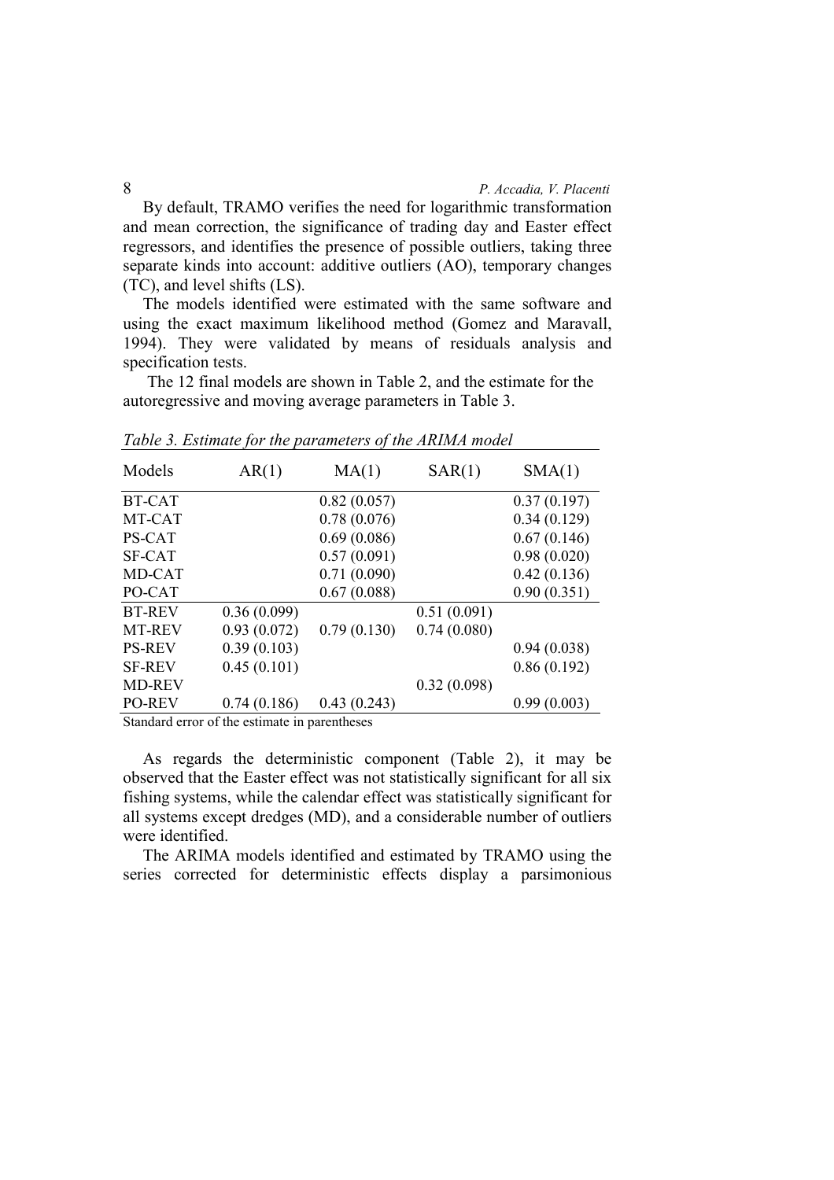By default, TRAMO verifies the need for logarithmic transformation and mean correction, the significance of trading day and Easter effect regressors, and identifies the presence of possible outliers, taking three separate kinds into account: additive outliers (AO), temporary changes (TC), and level shifts (LS).

The models identified were estimated with the same software and using the exact maximum likelihood method (Gomez and Maravall, 1994). They were validated by means of residuals analysis and specification tests.

The 12 final models are shown in Table 2, and the estimate for the autoregressive and moving average parameters in Table 3.

*Table 3. Estimate for the parameters of the ARIMA model*

| Models | AR(1) | MA(1) | SAR(1) | SMA(1) |
|---|---|---|---|---|
| BT-CAT | | 0.82 (0.057) | | 0.37 (0.197) |
| MT-CAT | | 0.78 (0.076) | | 0.34 (0.129) |
| PS-CAT | | 0.69 (0.086) | | 0.67 (0.146) |
| SF-CAT | | 0.57 (0.091) | | 0.98 (0.020) |
| MD-CAT | | 0.71 (0.090) | | 0.42 (0.136) |
| PO-CAT | | 0.67 (0.088) | | 0.90 (0.351) |
| BT-REV | 0.36 (0.099) | | 0.51 (0.091) | |
| MT-REV | 0.93 (0.072) | 0.79 (0.130) | 0.74 (0.080) | |
| PS-REV | 0.39 (0.103) | | | 0.94 (0.038) |
| SF-REV | 0.45 (0.101) | | | 0.86 (0.192) |
| MD-REV | | | 0.32 (0.098) | |
| PO-REV | 0.74 (0.186) | 0.43 (0.243) | | 0.99 (0.003) |

Standard error of the estimate in parentheses

As regards the deterministic component (Table 2), it may be observed that the Easter effect was not statistically significant for all six fishing systems, while the calendar effect was statistically significant for all systems except dredges (MD), and a considerable number of outliers were identified.

The ARIMA models identified and estimated by TRAMO using the series corrected for deterministic effects display a parsimonious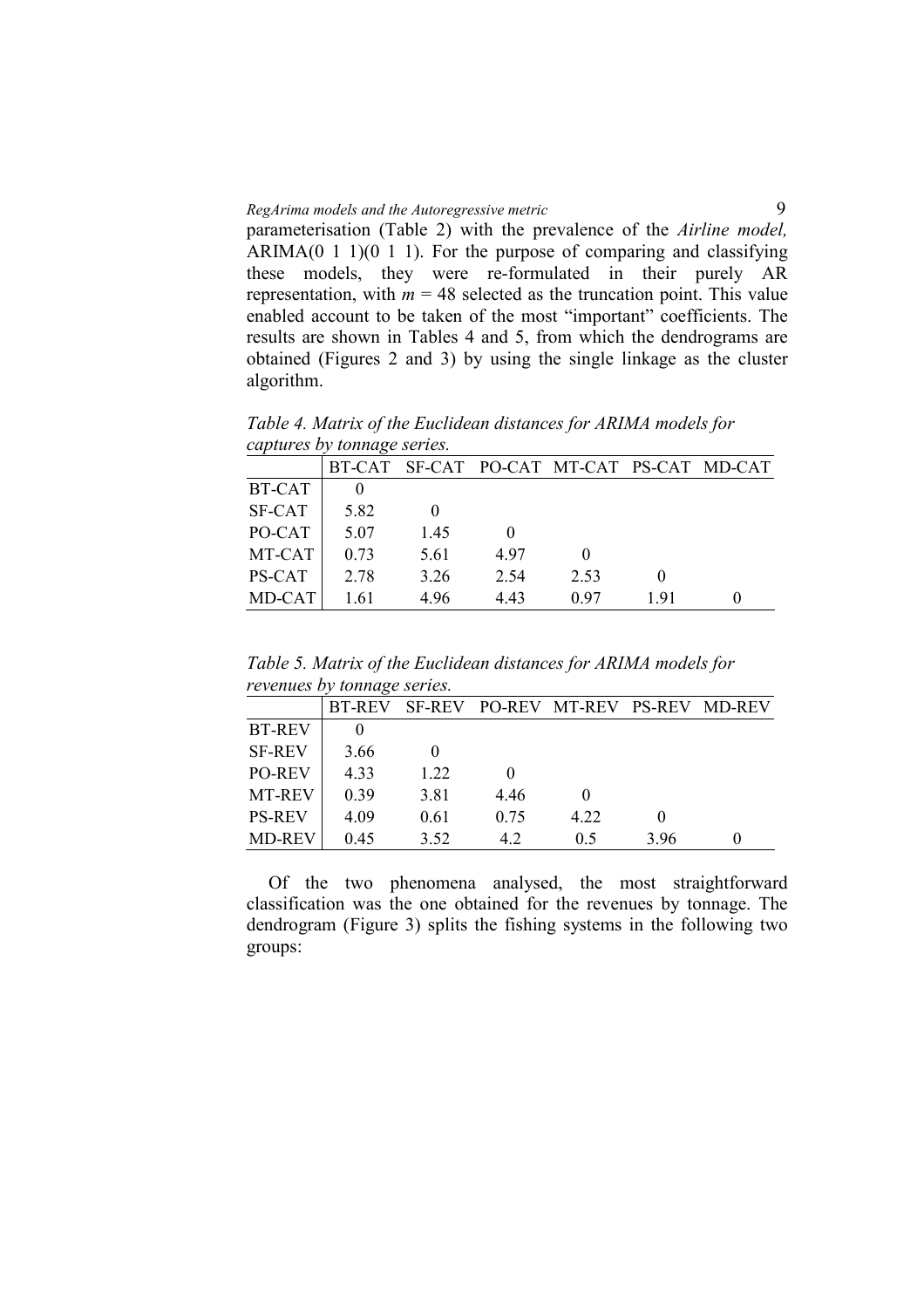parameterisation (Table 2) with the prevalence of the *Airline model,* ARIMA(0 1 1)(0 1 1). For the purpose of comparing and classifying these models, they were re-formulated in their purely AR representation, with $m = 48$ selected as the truncation point. This value enabled account to be taken of the most "important" coefficients. The results are shown in Tables 4 and 5, from which the dendrograms are obtained (Figures 2 and 3) by using the single linkage as the cluster algorithm.

*Table 4. Matrix of the Euclidean distances for ARIMA models for captures by tonnage series.*

| | BT-CAT | SF-CAT | PO-CAT | MT-CAT | PS-CAT | MD-CAT |
|---|---|---|---|---|---|---|
| BT-CAT | 0 | | | | | |
| SF-CAT | 5.82 | 0 | | | | |
| PO-CAT | 5.07 | 1.45 | 0 | | | |
| MT-CAT | 0.73 | 5.61 | 4.97 | 0 | | |
| PS-CAT | 2.78 | 3.26 | 2.54 | 2.53 | 0 | |
| MD-CAT | 1.61 | 4.96 | 4.43 | 0.97 | 1.91 | 0 |

*Table 5. Matrix of the Euclidean distances for ARIMA models for revenues by tonnage series.*

| | BT-REV | SF-REV | PO-REV | MT-REV | PS-REV | MD-REV |
|---|---|---|---|---|---|---|
| BT-REV | 0 | | | | | |
| SF-REV | 3.66 | 0 | | | | |
| PO-REV | 4.33 | 1.22 | 0 | | | |
| MT-REV | 0.39 | 3.81 | 4.46 | 0 | | |
| PS-REV | 4.09 | 0.61 | 0.75 | 4.22 | 0 | |
| MD-REV | 0.45 | 3.52 | 4.2 | 0.5 | 3.96 | 0 |

Of the two phenomena analysed, the most straightforward classification was the one obtained for the revenues by tonnage. The dendrogram (Figure 3) splits the fishing systems in the following two groups: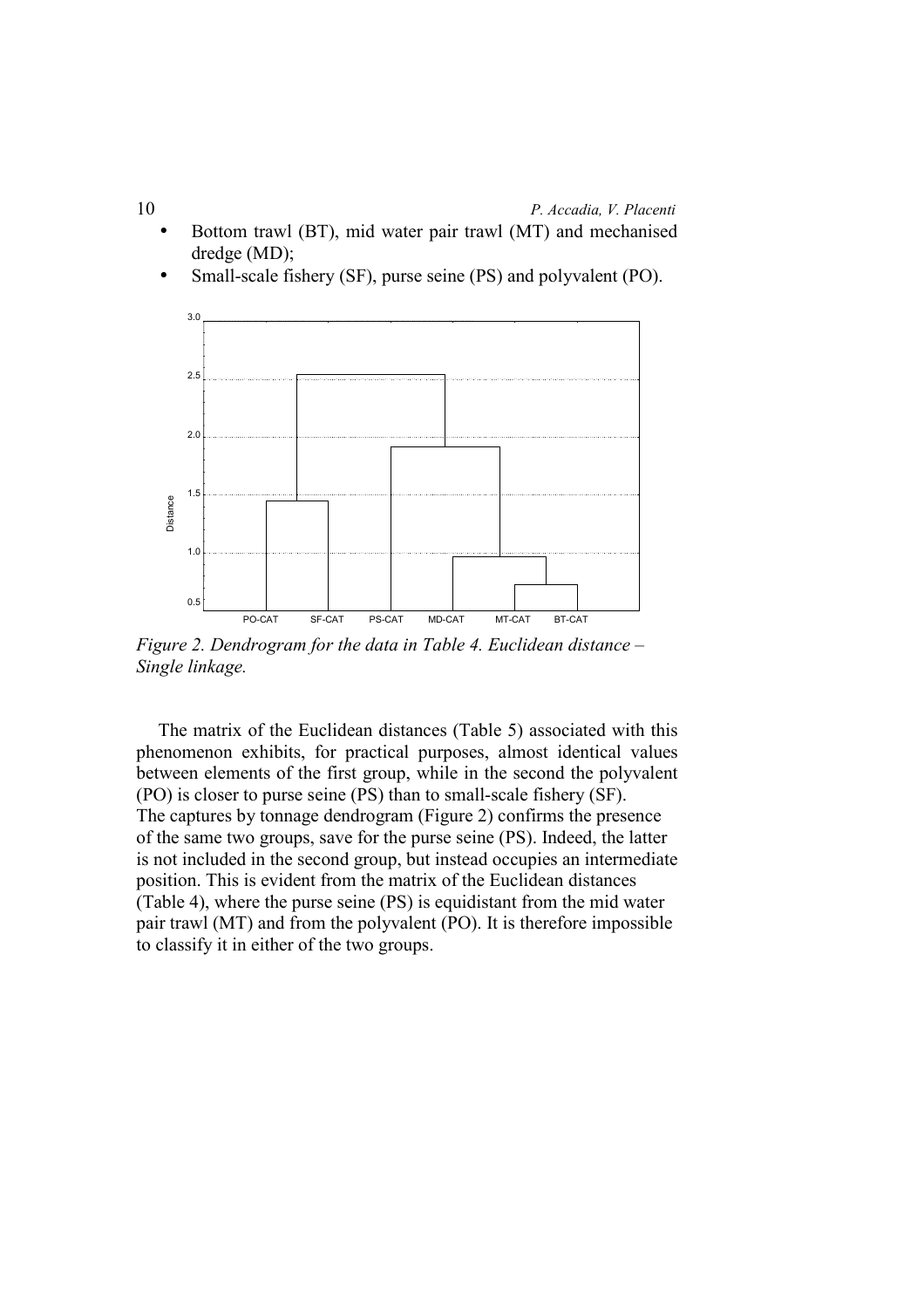- Bottom trawl (BT), mid water pair trawl (MT) and mechanised dredge (MD);
- Small-scale fishery (SF), purse seine (PS) and polyvalent (PO).

3.0
2.5
2.0
1.5
1.0
0.5
Distance
PO-CAT SF-CAT PS-CAT MD-CAT MT-CAT BT-CAT

*Figure 2. Dendrogram for the data in Table 4. Euclidean distance – Single linkage.*

The matrix of the Euclidean distances (Table 5) associated with this phenomenon exhibits, for practical purposes, almost identical values between elements of the first group, while in the second the polyvalent (PO) is closer to purse seine (PS) than to small-scale fishery (SF). The captures by tonnage dendrogram (Figure 2) confirms the presence of the same two groups, save for the purse seine (PS). Indeed, the latter is not included in the second group, but instead occupies an intermediate position. This is evident from the matrix of the Euclidean distances (Table 4), where the purse seine (PS) is equidistant from the mid water pair trawl (MT) and from the polyvalent (PO). It is therefore impossible to classify it in either of the two groups.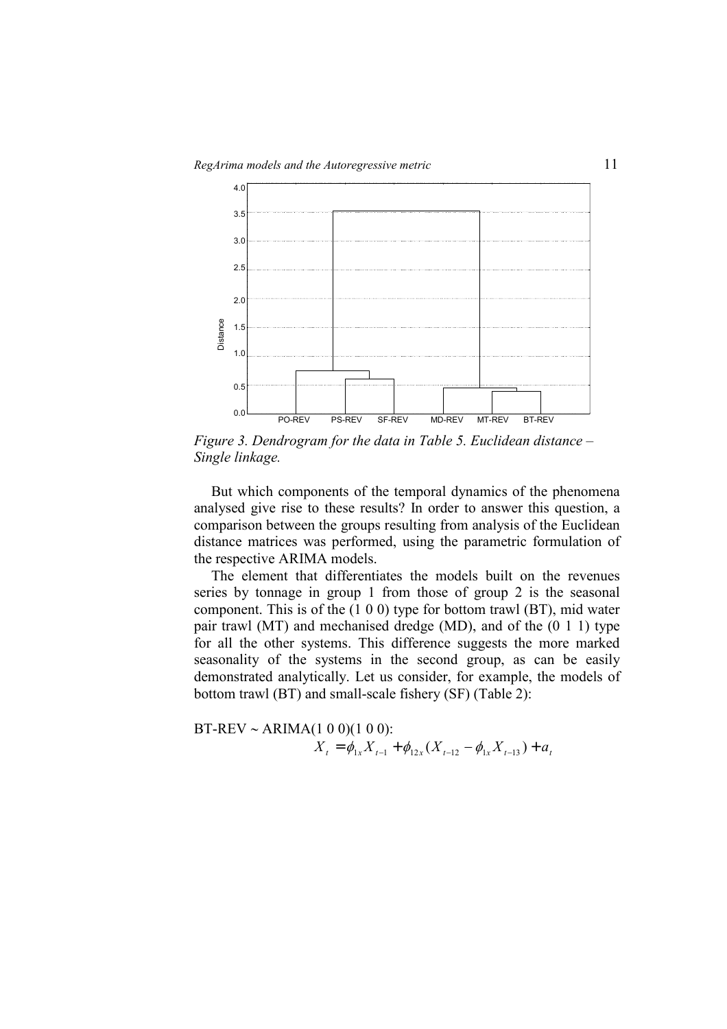4.0

3.5

3.0

2.5

2.0

1.5

1.0

0.5

0.0

Distance

PO-REV PS-REV SF-REV MD-REV MT-REV BT-REV

*Figure 3. Dendrogram for the data in Table 5. Euclidean distance – Single linkage.*

But which components of the temporal dynamics of the phenomena analysed give rise to these results? In order to answer this question, a comparison between the groups resulting from analysis of the Euclidean distance matrices was performed, using the parametric formulation of the respective ARIMA models.

The element that differentiates the models built on the revenues series by tonnage in group 1 from those of group 2 is the seasonal component. This is of the (1 0 0) type for bottom trawl (BT), mid water pair trawl (MT) and mechanised dredge (MD), and of the (0 1 1) type for all the other systems. This difference suggests the more marked seasonality of the systems in the second group, as can be easily demonstrated analytically. Let us consider, for example, the models of bottom trawl (BT) and small-scale fishery (SF) (Table 2):

BT-REV ~ ARIMA(1 0 0)(1 0 0):

$$X_t = \phi_{1x} X_{t-1} + \phi_{12x} (X_{t-12} - \phi_{1x} X_{t-13}) + a_t$$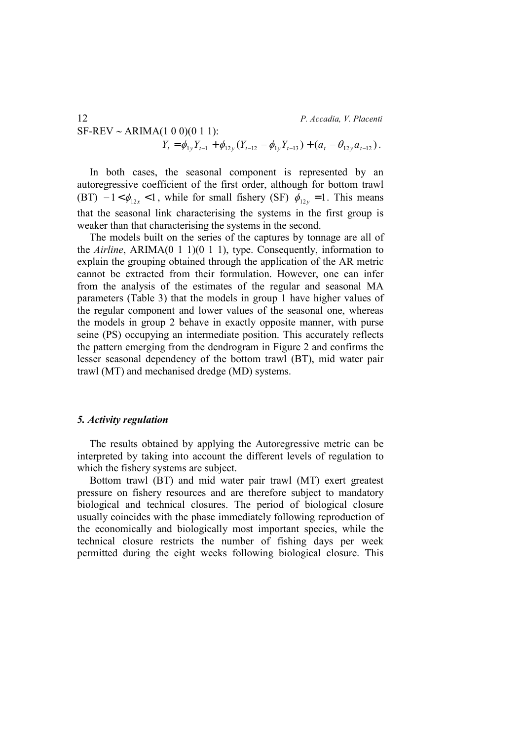SF-REV ~ ARIMA(1 0 0)(0 1 1):

$$Y_t = \phi_{1y} Y_{t-1} + \phi_{12y} (Y_{t-12} - \phi_{1y} Y_{t-13}) + (a_t - \theta_{12y} a_{t-12}).$$

In both cases, the seasonal component is represented by an autoregressive coefficient of the first order, although for bottom trawl (BT) $-1 < \phi_{12x} < 1$, while for small fishery (SF) $\phi_{12y} = 1$. This means that the seasonal link characterising the systems in the first group is weaker than that characterising the systems in the second.

The models built on the series of the captures by tonnage are all of the *Airline*, ARIMA(0 1 1)(0 1 1), type. Consequently, information to explain the grouping obtained through the application of the AR metric cannot be extracted from their formulation. However, one can infer from the analysis of the estimates of the regular and seasonal MA parameters (Table 3) that the models in group 1 have higher values of the regular component and lower values of the seasonal one, whereas the models in group 2 behave in exactly opposite manner, with purse seine (PS) occupying an intermediate position. This accurately reflects the pattern emerging from the dendrogram in Figure 2 and confirms the lesser seasonal dependency of the bottom trawl (BT), mid water pair trawl (MT) and mechanised dredge (MD) systems.

## *5. Activity regulation*

The results obtained by applying the Autoregressive metric can be interpreted by taking into account the different levels of regulation to which the fishery systems are subject.

Bottom trawl (BT) and mid water pair trawl (MT) exert greatest pressure on fishery resources and are therefore subject to mandatory biological and technical closures. The period of biological closure usually coincides with the phase immediately following reproduction of the economically and biologically most important species, while the technical closure restricts the number of fishing days per week permitted during the eight weeks following biological closure. This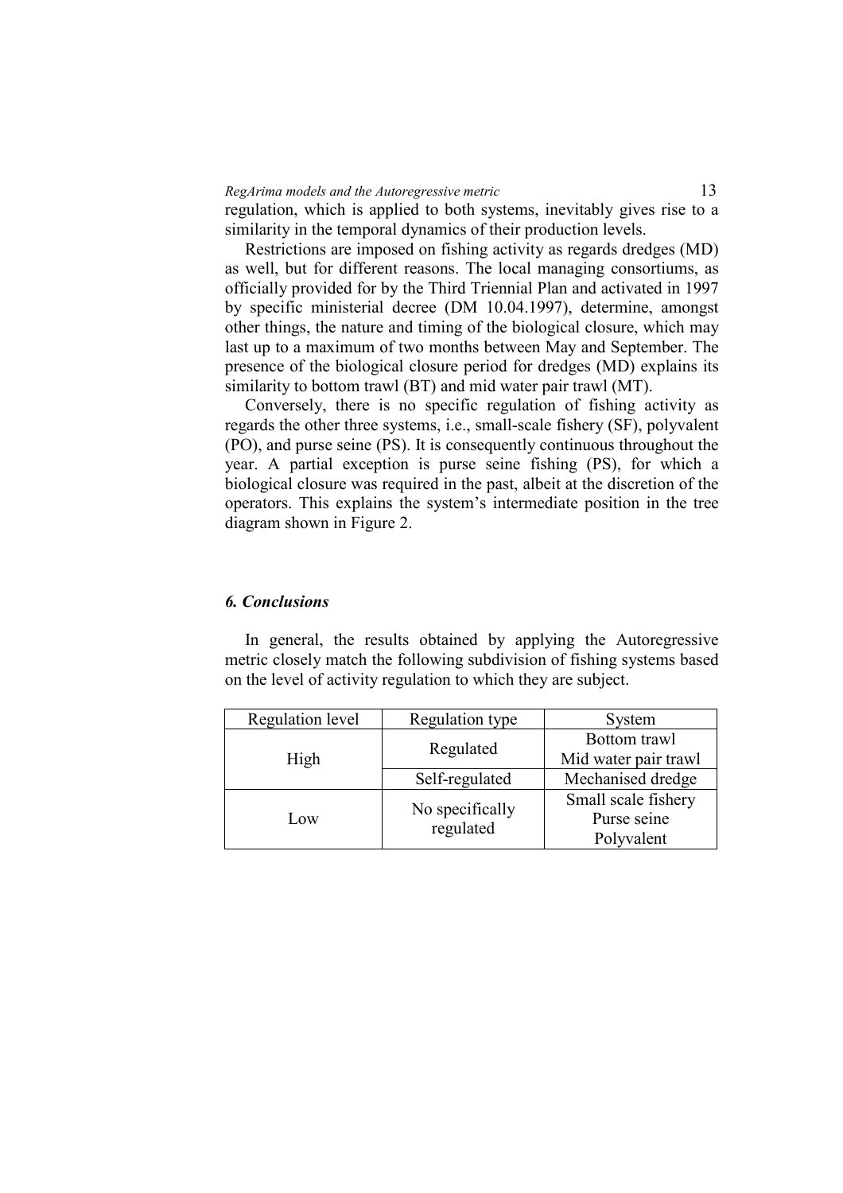regulation, which is applied to both systems, inevitably gives rise to a similarity in the temporal dynamics of their production levels.

Restrictions are imposed on fishing activity as regards dredges (MD) as well, but for different reasons. The local managing consortiums, as officially provided for by the Third Triennial Plan and activated in 1997 by specific ministerial decree (DM 10.04.1997), determine, amongst other things, the nature and timing of the biological closure, which may last up to a maximum of two months between May and September. The presence of the biological closure period for dredges (MD) explains its similarity to bottom trawl (BT) and mid water pair trawl (MT).

Conversely, there is no specific regulation of fishing activity as regards the other three systems, i.e., small-scale fishery (SF), polyvalent (PO), and purse seine (PS). It is consequently continuous throughout the year. A partial exception is purse seine fishing (PS), for which a biological closure was required in the past, albeit at the discretion of the operators. This explains the system's intermediate position in the tree diagram shown in Figure 2.

### *6. Conclusions*

In general, the results obtained by applying the Autoregressive metric closely match the following subdivision of fishing systems based on the level of activity regulation to which they are subject.

| Regulation level | Regulation type | System |
|---|---|---|
| High | Regulated | Bottom trawl<br>Mid water pair trawl |
| | Self-regulated | Mechanised dredge |
| Low | No specifically regulated | Small scale fishery<br>Purse seine<br>Polyvalent |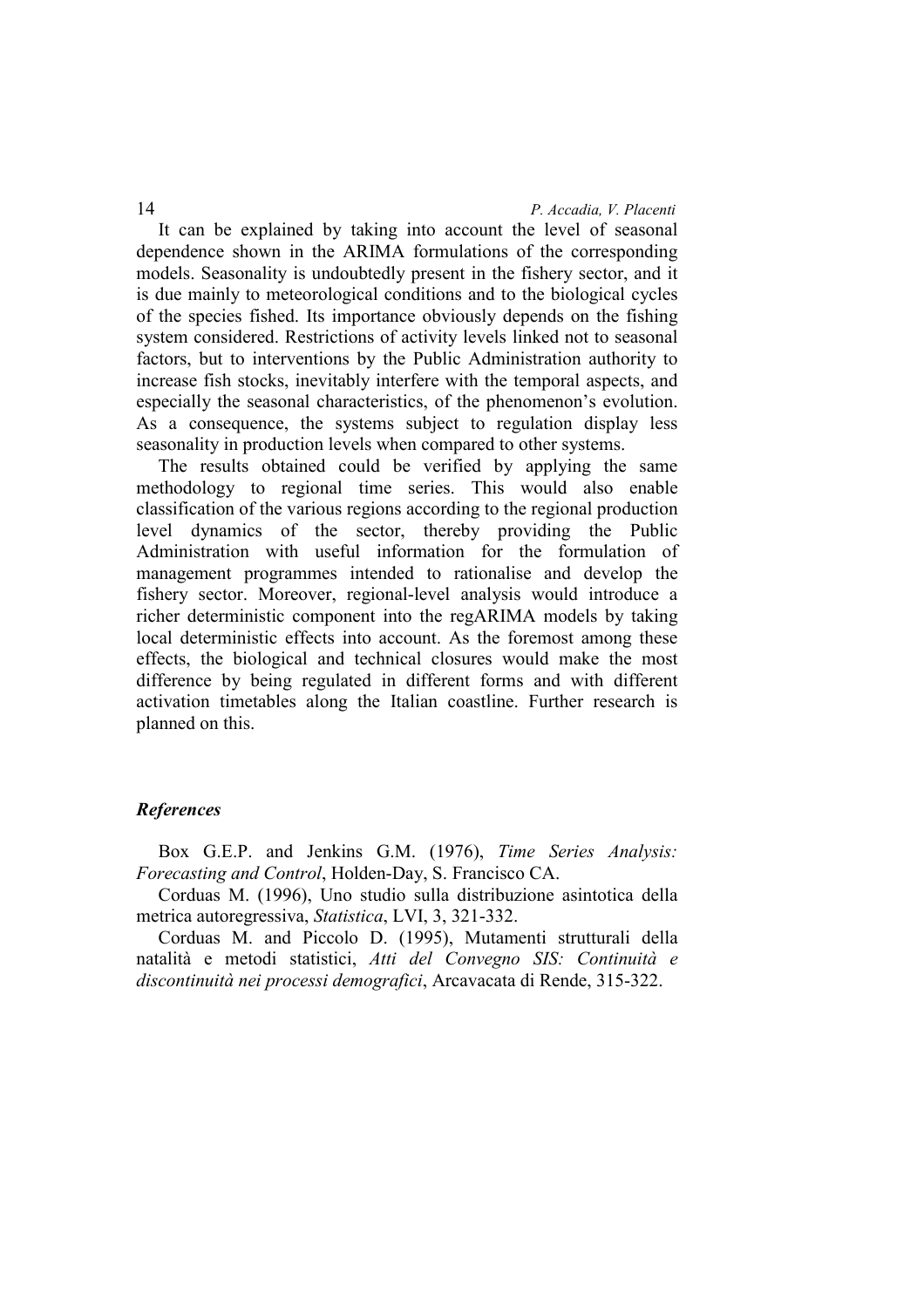It can be explained by taking into account the level of seasonal dependence shown in the ARIMA formulations of the corresponding models. Seasonality is undoubtedly present in the fishery sector, and it is due mainly to meteorological conditions and to the biological cycles of the species fished. Its importance obviously depends on the fishing system considered. Restrictions of activity levels linked not to seasonal factors, but to interventions by the Public Administration authority to increase fish stocks, inevitably interfere with the temporal aspects, and especially the seasonal characteristics, of the phenomenon's evolution. As a consequence, the systems subject to regulation display less seasonality in production levels when compared to other systems.

The results obtained could be verified by applying the same methodology to regional time series. This would also enable classification of the various regions according to the regional production level dynamics of the sector, thereby providing the Public Administration with useful information for the formulation of management programmes intended to rationalise and develop the fishery sector. Moreover, regional-level analysis would introduce a richer deterministic component into the regARIMA models by taking local deterministic effects into account. As the foremost among these effects, the biological and technical closures would make the most difference by being regulated in different forms and with different activation timetables along the Italian coastline. Further research is planned on this.

### *References*

Box G.E.P. and Jenkins G.M. (1976), *Time Series Analysis: Forecasting and Control*, Holden-Day, S. Francisco CA.

Corduas M. (1996), Uno studio sulla distribuzione asintotica della metrica autoregressiva, *Statistica*, LVI, 3, 321-332.

Corduas M. and Piccolo D. (1995), Mutamenti strutturali della natalità e metodi statistici, *Atti del Convegno SIS: Continuità e discontinuità nei processi demografici*, Arcavacata di Rende, 315-322.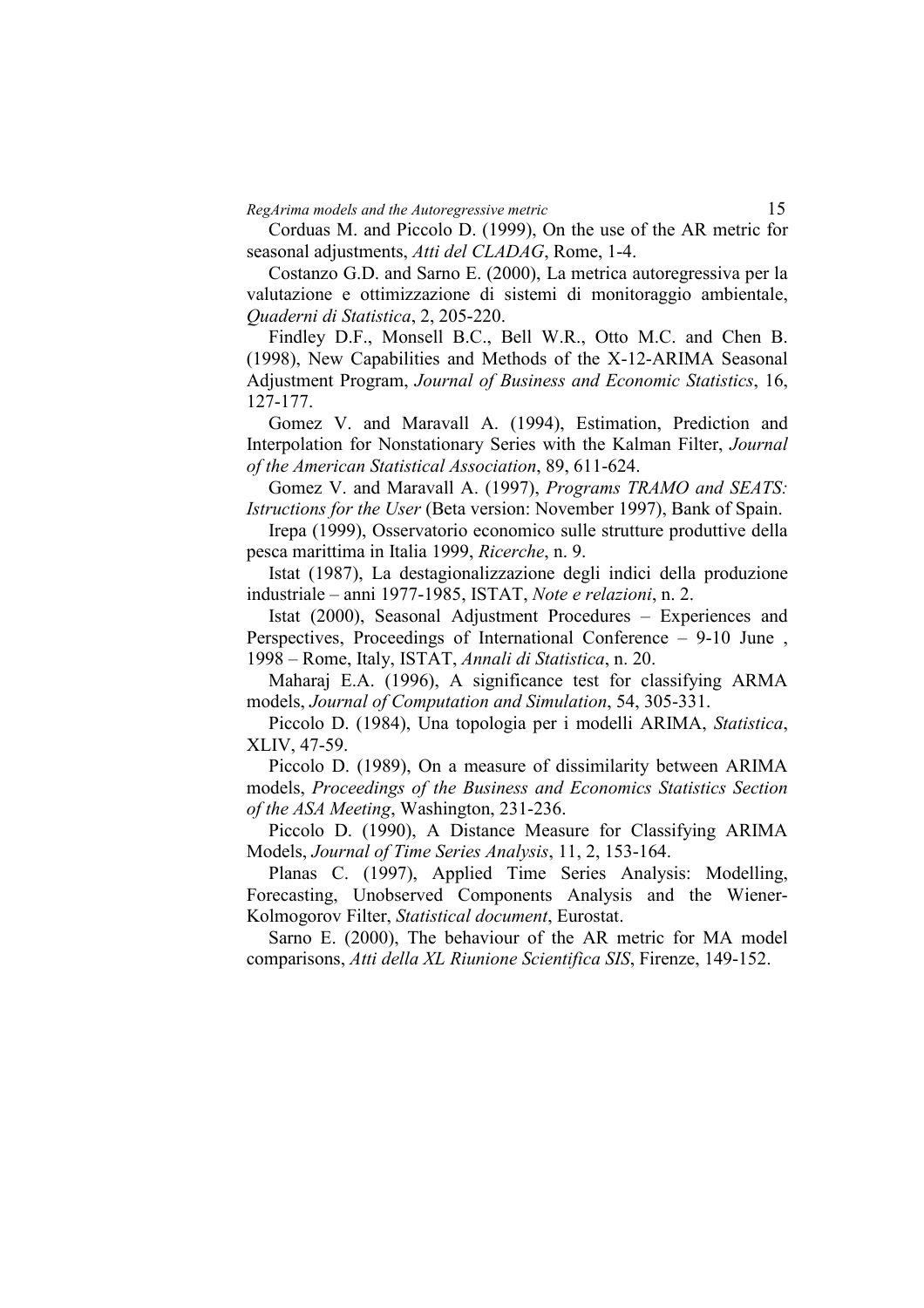Corduas M. and Piccolo D. (1999), On the use of the AR metric for seasonal adjustments, *Atti del CLADAG*, Rome, 1-4.

Costanzo G.D. and Sarno E. (2000), La metrica autoregressiva per la valutazione e ottimizzazione di sistemi di monitoraggio ambientale, *Quaderni di Statistica*, 2, 205-220.

Findley D.F., Monsell B.C., Bell W.R., Otto M.C. and Chen B. (1998), New Capabilities and Methods of the X-12-ARIMA Seasonal Adjustment Program, *Journal of Business and Economic Statistics*, 16, 127-177.

Gomez V. and Maravall A. (1994), Estimation, Prediction and Interpolation for Nonstationary Series with the Kalman Filter, *Journal of the American Statistical Association*, 89, 611-624.

Gomez V. and Maravall A. (1997), *Programs TRAMO and SEATS: Istructions for the User* (Beta version: November 1997), Bank of Spain.

Irepa (1999), Osservatorio economico sulle strutture produttive della pesca marittima in Italia 1999, *Ricerche*, n. 9.

Istat (1987), La destagionalizzazione degli indici della produzione industriale – anni 1977-1985, ISTAT, *Note e relazioni*, n. 2.

Istat (2000), Seasonal Adjustment Procedures – Experiences and Perspectives, Proceedings of International Conference – 9-10 June , 1998 – Rome, Italy, ISTAT, *Annali di Statistica*, n. 20.

Maharaj E.A. (1996), A significance test for classifying ARMA models, *Journal of Computation and Simulation*, 54, 305-331.

Piccolo D. (1984), Una topologia per i modelli ARIMA, *Statistica*, XLIV, 47-59.

Piccolo D. (1989), On a measure of dissimilarity between ARIMA models, *Proceedings of the Business and Economics Statistics Section of the ASA Meeting*, Washington, 231-236.

Piccolo D. (1990), A Distance Measure for Classifying ARIMA Models, *Journal of Time Series Analysis*, 11, 2, 153-164.

Planas C. (1997), Applied Time Series Analysis: Modelling, Forecasting, Unobserved Components Analysis and the Wiener-Kolmogorov Filter, *Statistical document*, Eurostat.

Sarno E. (2000), The behaviour of the AR metric for MA model comparisons, *Atti della XL Riunione Scientifica SIS*, Firenze, 149-152.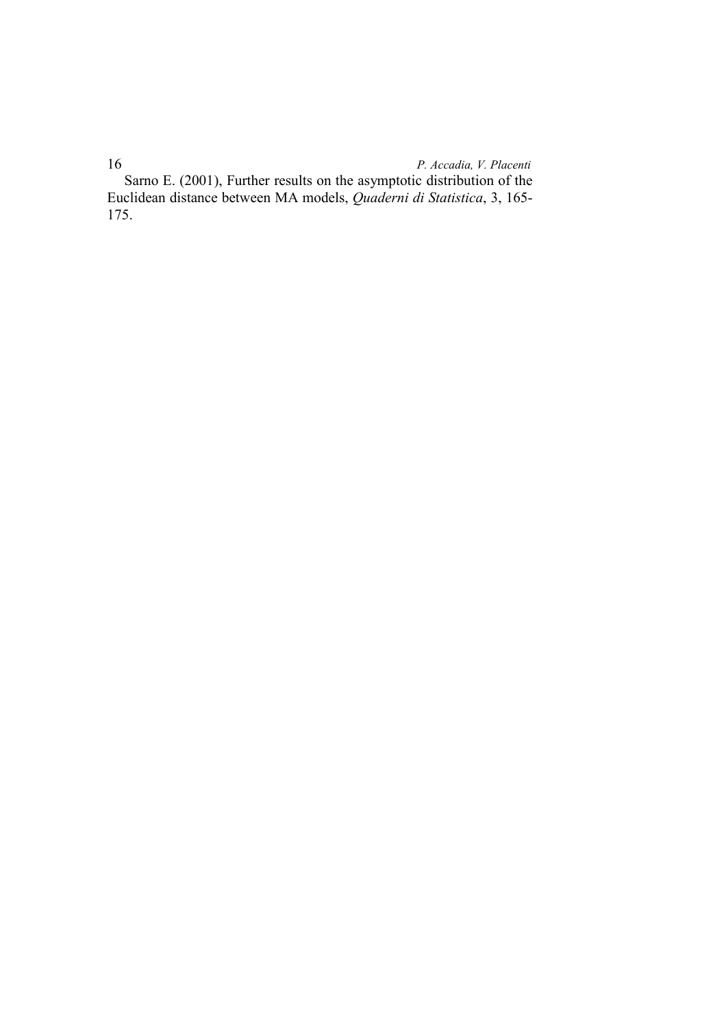Sarno E. (2001), Further results on the asymptotic distribution of the Euclidean distance between MA models, *Quaderni di Statistica*, 3, 165-175.